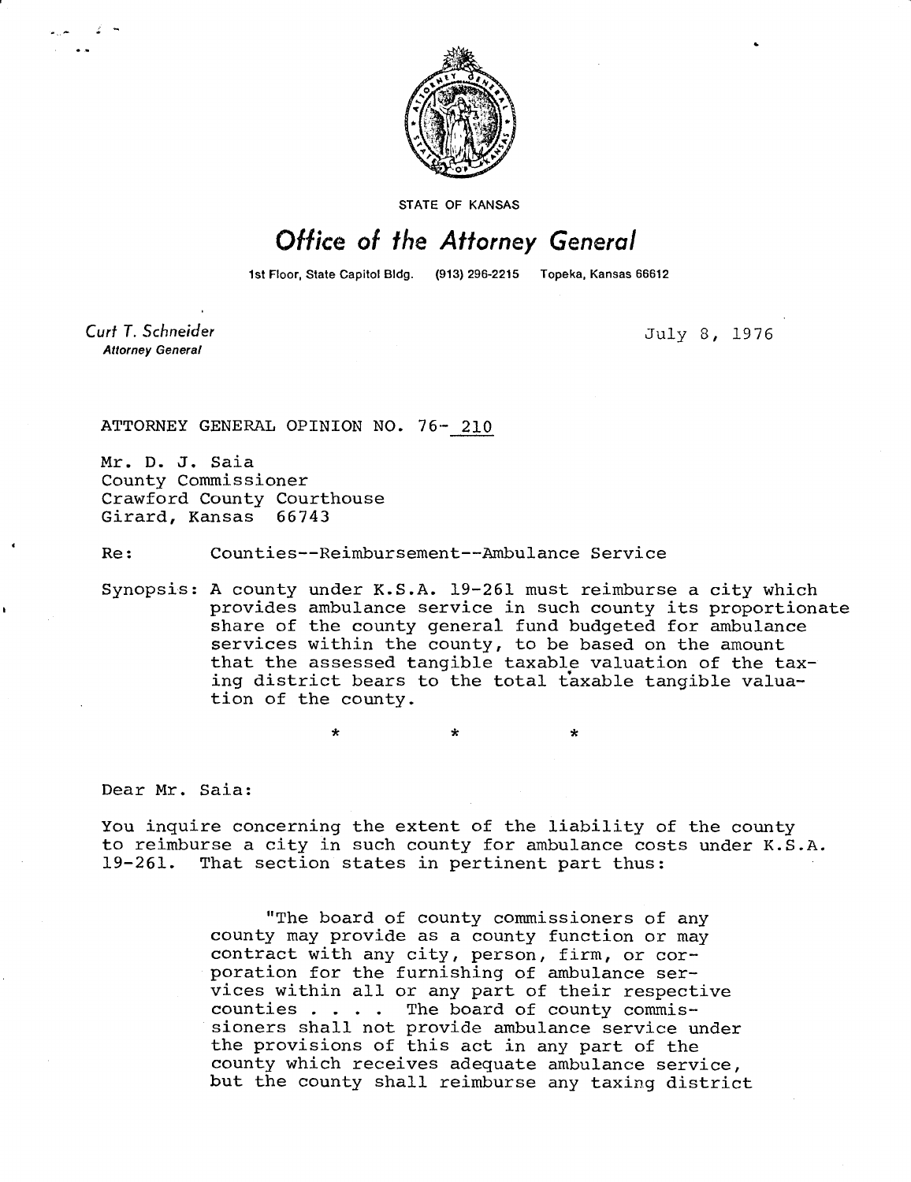STATE OF KANSAS

# Office of the Attorney General

1st Floor, State Capitol Bldg. (913) 296-2215 Topeka, Kansas 66612

*Curt T. Schneider*
**Attorney General**

July 8, 1976

ATTORNEY GENERAL OPINION NO. 76- 210

Mr. D. J. Saia
County Commissioner
Crawford County Courthouse
Girard, Kansas 66743

Re: Counties--Reimbursement--Ambulance Service

Synopsis: A county under K.S.A. 19-261 must reimburse a city which provides ambulance service in such county its proportionate share of the county general fund budgeted for ambulance services within the county, to be based on the amount that the assessed tangible taxable valuation of the taxing district bears to the total taxable tangible valuation of the county.

\* \* \*

Dear Mr. Saia:

You inquire concerning the extent of the liability of the county to reimburse a city in such county for ambulance costs under K.S.A. 19-261. That section states in pertinent part thus:

> "The board of county commissioners of any county may provide as a county function or may contract with any city, person, firm, or corporation for the furnishing of ambulance services within all or any part of their respective counties . . . . The board of county commissioners shall not provide ambulance service under the provisions of this act in any part of the county which receives adequate ambulance service, but the county shall reimburse any taxing district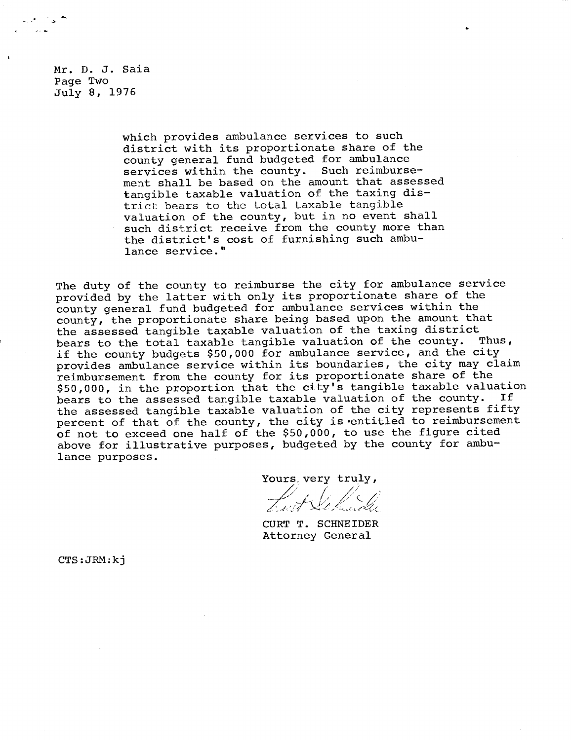Mr. D. J. Saia
Page Two
July 8, 1976

> which provides ambulance services to such district with its proportionate share of the county general fund budgeted for ambulance services within the county. Such reimbursement shall be based on the amount that assessed tangible taxable valuation of the taxing district bears to the total taxable tangible valuation of the county, but in no event shall such district receive from the county more than the district's cost of furnishing such ambulance service."

The duty of the county to reimburse the city for ambulance service provided by the latter with only its proportionate share of the county general fund budgeted for ambulance services within the county, the proportionate share being based upon the amount that the assessed tangible taxable valuation of the taxing district bears to the total taxable tangible valuation of the county. Thus, if the county budgets $50,000 for ambulance service, and the city provides ambulance service within its boundaries, the city may claim reimbursement from the county for its proportionate share of the $50,000, in the proportion that the city's tangible taxable valuation bears to the assessed tangible taxable valuation of the county. If the assessed tangible taxable valuation of the city represents fifty percent of that of the county, the city is entitled to reimbursement of not to exceed one half of the $50,000, to use the figure cited above for illustrative purposes, budgeted by the county for ambulance purposes.

Yours very truly,

CURT T. SCHNEIDER
Attorney General

CTS:JRM:kj